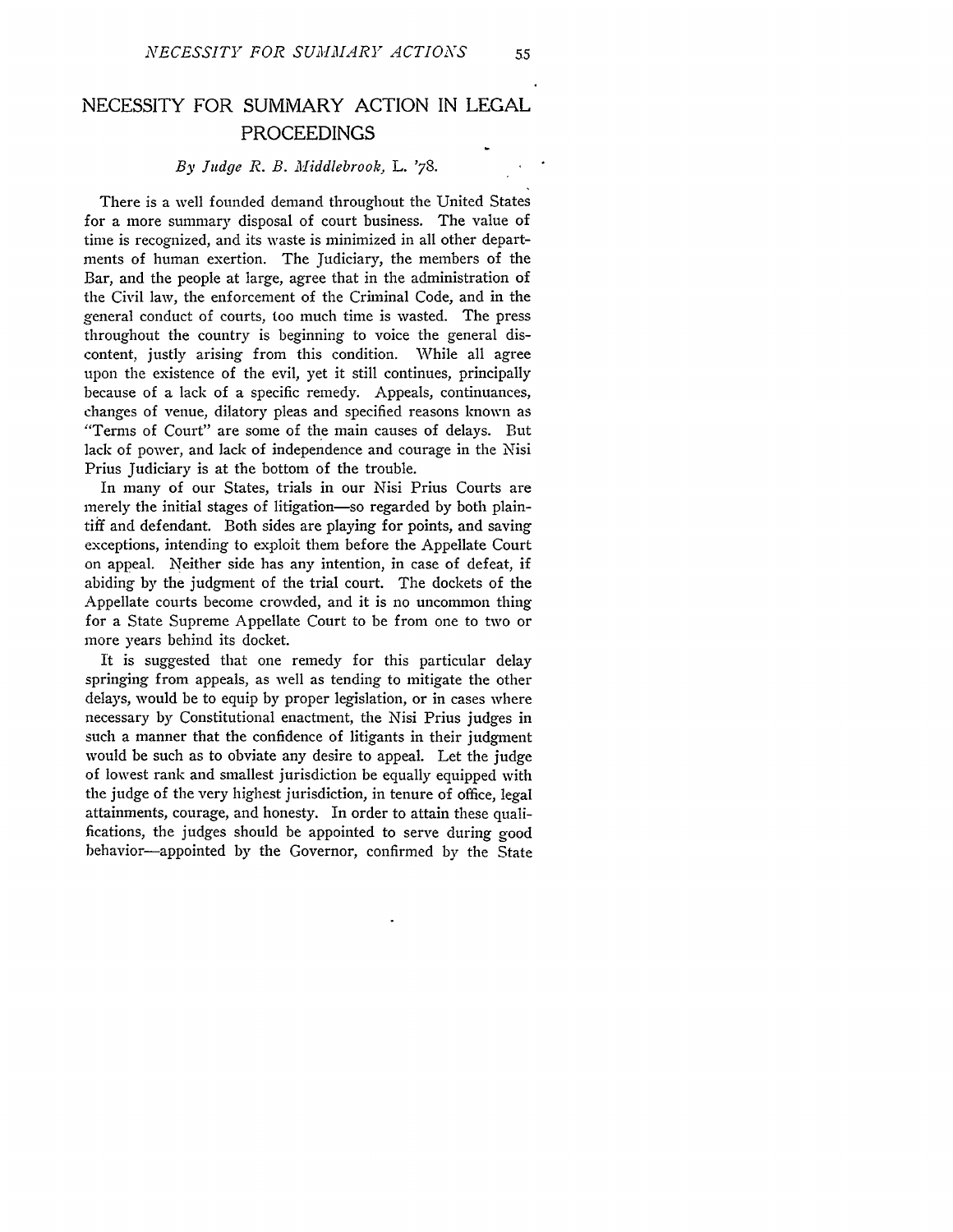# NECESSITY FOR SUMMARY ACTION IN LEGAL PROCEEDINGS

*By Judge R. B. Middlebrook, L. '78.*

There is a well founded demand throughout the United States for a more summary disposal of court business. The value of time is recognized, and its waste is minimized in all other departments of human exertion. The Judiciary, the members of the Bar, and the people at large, agree that in the administration of the Civil law, the enforcement of the Criminal Code, and in the general conduct of courts, too much time is wasted. The press throughout the country is beginning to voice the general discontent, justly arising from this condition. While all agree upon the existence of the evil, yet it still continues, principally because of a lack of a specific remedy. Appeals, continuances, changes of venue, dilatory pleas and specified reasons known as "Terms of Court" are some of the main causes of delays. But lack of power, and lack of independence and courage in the Nisi Prius Judiciary is at the bottom of the trouble.

In many of our States, trials in our Nisi Prius Courts are merely the initial stages of litigation—so regarded by both plaintiff and defendant. Both sides are playing for points, and saving exceptions, intending to exploit them before the Appellate Court on appeal. Neither side has any intention, in case of defeat, if abiding by the judgment of the trial court. The dockets of the Appellate courts become crowded, and it is no uncommon thing for a State Supreme Appellate Court to be from one to two or more years behind its docket.

It is suggested that one remedy for this particular delay springing from appeals, as well as tending to mitigate the other delays, would be to equip by proper legislation, or in cases where necessary by Constitutional enactment, the Nisi Prius judges in such a manner that the confidence of litigants in their judgment would be such as to obviate any desire to appeal. Let the judge of lowest rank and smallest jurisdiction be equally equipped with the judge of the very highest jurisdiction, in tenure of office, legal attainments, courage, and honesty. In order to attain these qualifications, the judges should be appointed to serve during good behavior—appointed by the Governor, confirmed by the State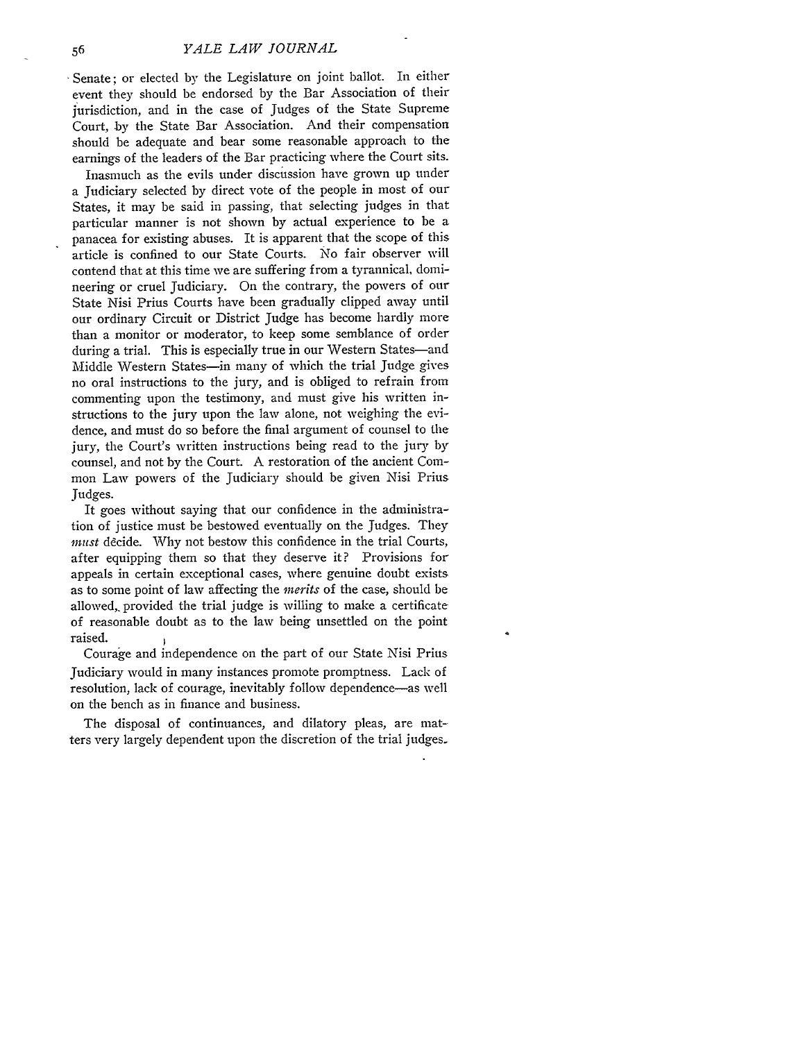Senate; or elected by the Legislature on joint ballot. In either event they should be endorsed by the Bar Association of their jurisdiction, and in the case of Judges of the State Supreme Court, by the State Bar Association. And their compensation should be adequate and bear some reasonable approach to the earnings of the leaders of the Bar practicing where the Court sits.

Inasmuch as the evils under discussion have grown up under a Judiciary selected by direct vote of the people in most of our States, it may be said in passing, that selecting judges in that particular manner is not shown by actual experience to be a panacea for existing abuses. It is apparent that the scope of this article is confined to our State Courts. No fair observer will contend that at this time we are suffering from a tyrannical, domineering or cruel Judiciary. On the contrary, the powers of our State Nisi Prius Courts have been gradually clipped away until our ordinary Circuit or District Judge has become hardly more than a monitor or moderator, to keep some semblance of order during a trial. This is especially true in our Western States—and Middle Western States—in many of which the trial Judge gives no oral instructions to the jury, and is obliged to refrain from commenting upon the testimony, and must give his written instructions to the jury upon the law alone, not weighing the evidence, and must do so before the final argument of counsel to the jury, the Court's written instructions being read to the jury by counsel, and not by the Court. A restoration of the ancient Common Law powers of the Judiciary should be given Nisi Prius Judges.

It goes without saying that our confidence in the administration of justice must be bestowed eventually on the Judges. They *must* decide. Why not bestow this confidence in the trial Courts, after equipping them so that they deserve it? Provisions for appeals in certain exceptional cases, where genuine doubt exists as to some point of law affecting the *merits* of the case, should be allowed, provided the trial judge is willing to make a certificate of reasonable doubt as to the law being unsettled on the point raised.

Courage and independence on the part of our State Nisi Prius Judiciary would in many instances promote promptness. Lack of resolution, lack of courage, inevitably follow dependence—as well on the bench as in finance and business.

The disposal of continuances, and dilatory pleas, are matters very largely dependent upon the discretion of the trial judges.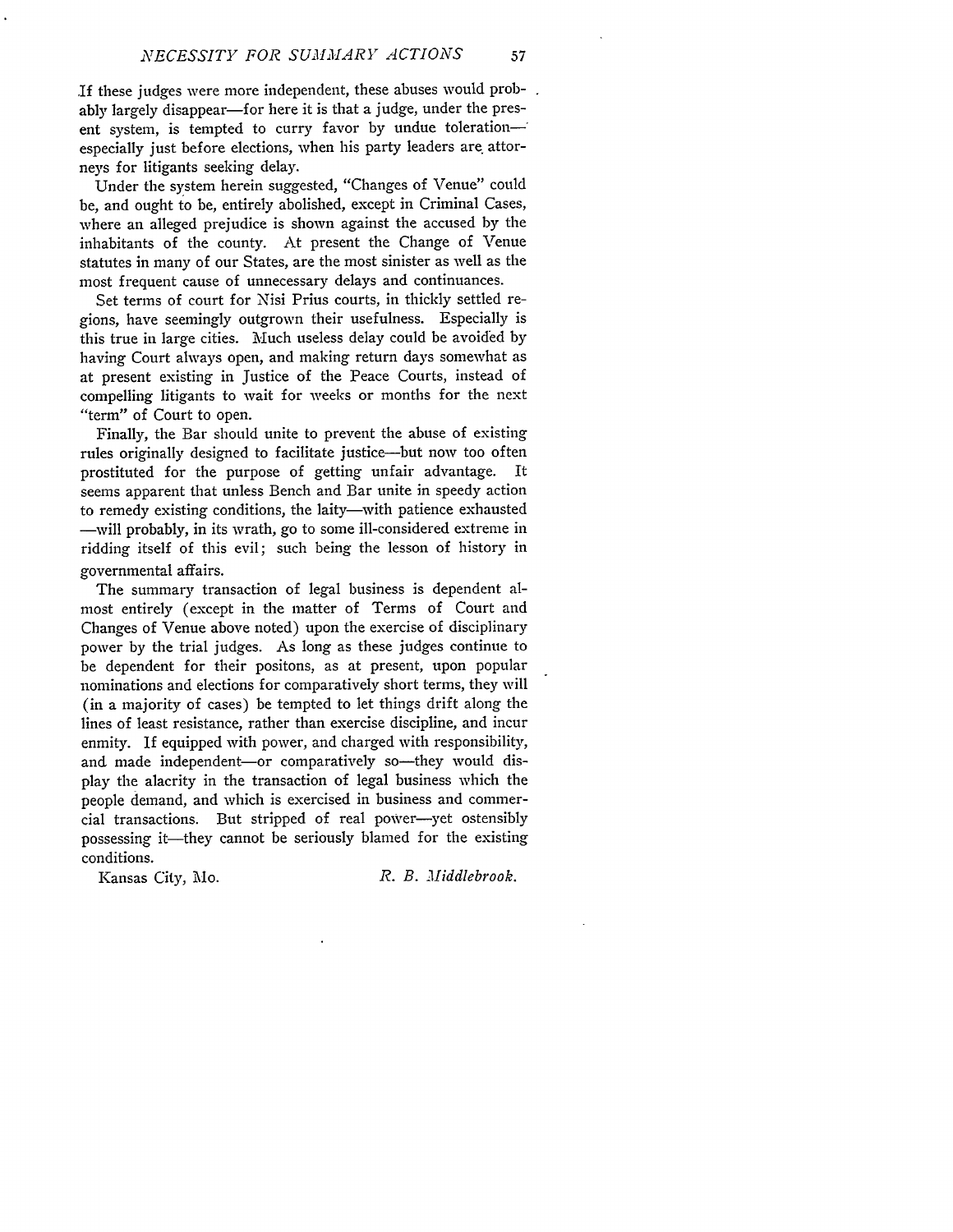If these judges were more independent, these abuses would probably largely disappear—for here it is that a judge, under the present system, is tempted to curry favor by undue toleration—especially just before elections, when his party leaders are attorneys for litigants seeking delay.

Under the system herein suggested, "Changes of Venue" could be, and ought to be, entirely abolished, except in Criminal Cases, where an alleged prejudice is shown against the accused by the inhabitants of the county. At present the Change of Venue statutes in many of our States, are the most sinister as well as the most frequent cause of unnecessary delays and continuances.

Set terms of court for Nisi Prius courts, in thickly settled regions, have seemingly outgrown their usefulness. Especially is this true in large cities. Much useless delay could be avoided by having Court always open, and making return days somewhat as at present existing in Justice of the Peace Courts, instead of compelling litigants to wait for weeks or months for the next "term" of Court to open.

Finally, the Bar should unite to prevent the abuse of existing rules originally designed to facilitate justice—but now too often prostituted for the purpose of getting unfair advantage. It seems apparent that unless Bench and Bar unite in speedy action to remedy existing conditions, the laity—with patience exhausted—will probably, in its wrath, go to some ill-considered extreme in ridding itself of this evil; such being the lesson of history in governmental affairs.

The summary transaction of legal business is dependent almost entirely (except in the matter of Terms of Court and Changes of Venue above noted) upon the exercise of disciplinary power by the trial judges. As long as these judges continue to be dependent for their positons, as at present, upon popular nominations and elections for comparatively short terms, they will (in a majority of cases) be tempted to let things drift along the lines of least resistance, rather than exercise discipline, and incur enmity. If equipped with power, and charged with responsibility, and made independent—or comparatively so—they would display the alacrity in the transaction of legal business which the people demand, and which is exercised in business and commercial transactions. But stripped of real power—yet ostensibly possessing it—they cannot be seriously blamed for the existing conditions.

Kansas City, Mo. *R. B. Middlebrook.*